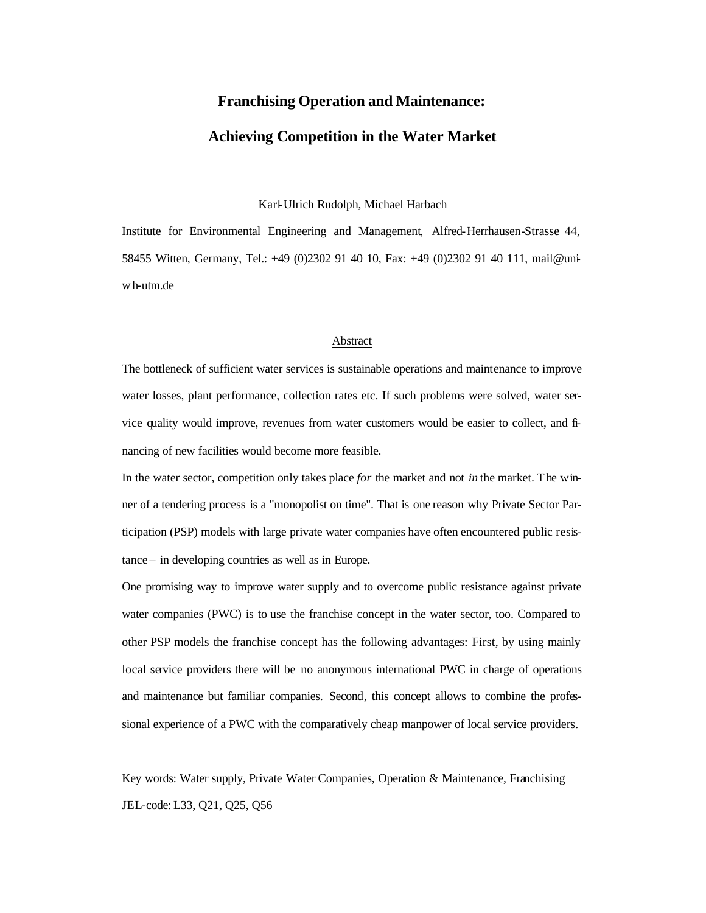# Franchising Operation and Maintenance:

# Achieving Competition in the Water Market

Karl-Ulrich Rudolph, Michael Harbach

Institute for Environmental Engineering and Management, Alfred-Herrhausen-Strasse 44, 58455 Witten, Germany, Tel.: +49 (0)2302 91 40 10, Fax: +49 (0)2302 91 40 111, mail@uni-wh-utm.de

## Abstract

The bottleneck of sufficient water services is sustainable operations and maintenance to improve water losses, plant performance, collection rates etc. If such problems were solved, water service quality would improve, revenues from water customers would be easier to collect, and financing of new facilities would become more feasible.

In the water sector, competition only takes place *for* the market and not *in* the market. The winner of a tendering process is a "monopolist on time". That is one reason why Private Sector Participation (PSP) models with large private water companies have often encountered public resistance – in developing countries as well as in Europe.

One promising way to improve water supply and to overcome public resistance against private water companies (PWC) is to use the franchise concept in the water sector, too. Compared to other PSP models the franchise concept has the following advantages: First, by using mainly local service providers there will be no anonymous international PWC in charge of operations and maintenance but familiar companies. Second, this concept allows to combine the professional experience of a PWC with the comparatively cheap manpower of local service providers.

Key words: Water supply, Private Water Companies, Operation & Maintenance, Franchising

JEL-code: L33, Q21, Q25, Q56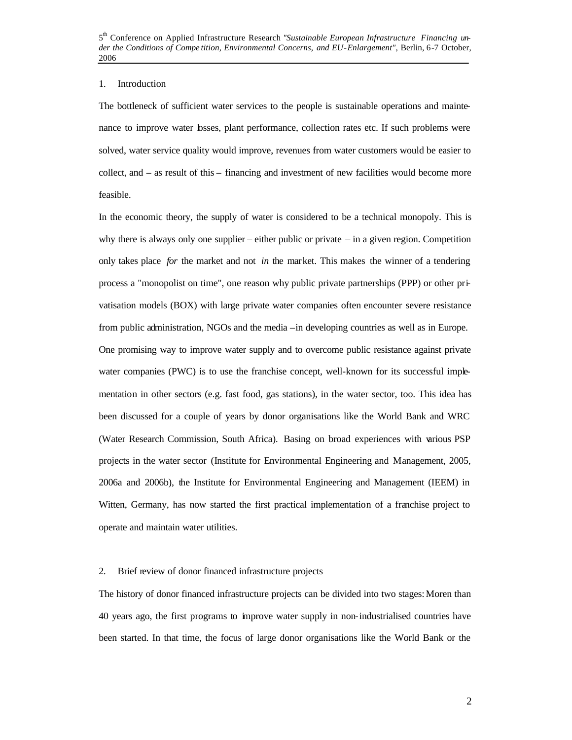## 1. Introduction

The bottleneck of sufficient water services to the people is sustainable operations and maintenance to improve water losses, plant performance, collection rates etc. If such problems were solved, water service quality would improve, revenues from water customers would be easier to collect, and – as result of this – financing and investment of new facilities would become more feasible.

In the economic theory, the supply of water is considered to be a technical monopoly. This is why there is always only one supplier – either public or private – in a given region. Competition only takes place *for* the market and not *in* the market. This makes the winner of a tendering process a "monopolist on time", one reason why public private partnerships (PPP) or other privatisation models (BOX) with large private water companies often encounter severe resistance from public administration, NGOs and the media – in developing countries as well as in Europe.

One promising way to improve water supply and to overcome public resistance against private water companies (PWC) is to use the franchise concept, well-known for its successful implementation in other sectors (e.g. fast food, gas stations), in the water sector, too. This idea has been discussed for a couple of years by donor organisations like the World Bank and WRC (Water Research Commission, South Africa). Basing on broad experiences with various PSP projects in the water sector (Institute for Environmental Engineering and Management, 2005, 2006a and 2006b), the Institute for Environmental Engineering and Management (IEEM) in Witten, Germany, has now started the first practical implementation of a franchise project to operate and maintain water utilities.

## 2. Brief review of donor financed infrastructure projects

The history of donor financed infrastructure projects can be divided into two stages: Moren than 40 years ago, the first programs to improve water supply in non-industrialised countries have been started. In that time, the focus of large donor organisations like the World Bank or the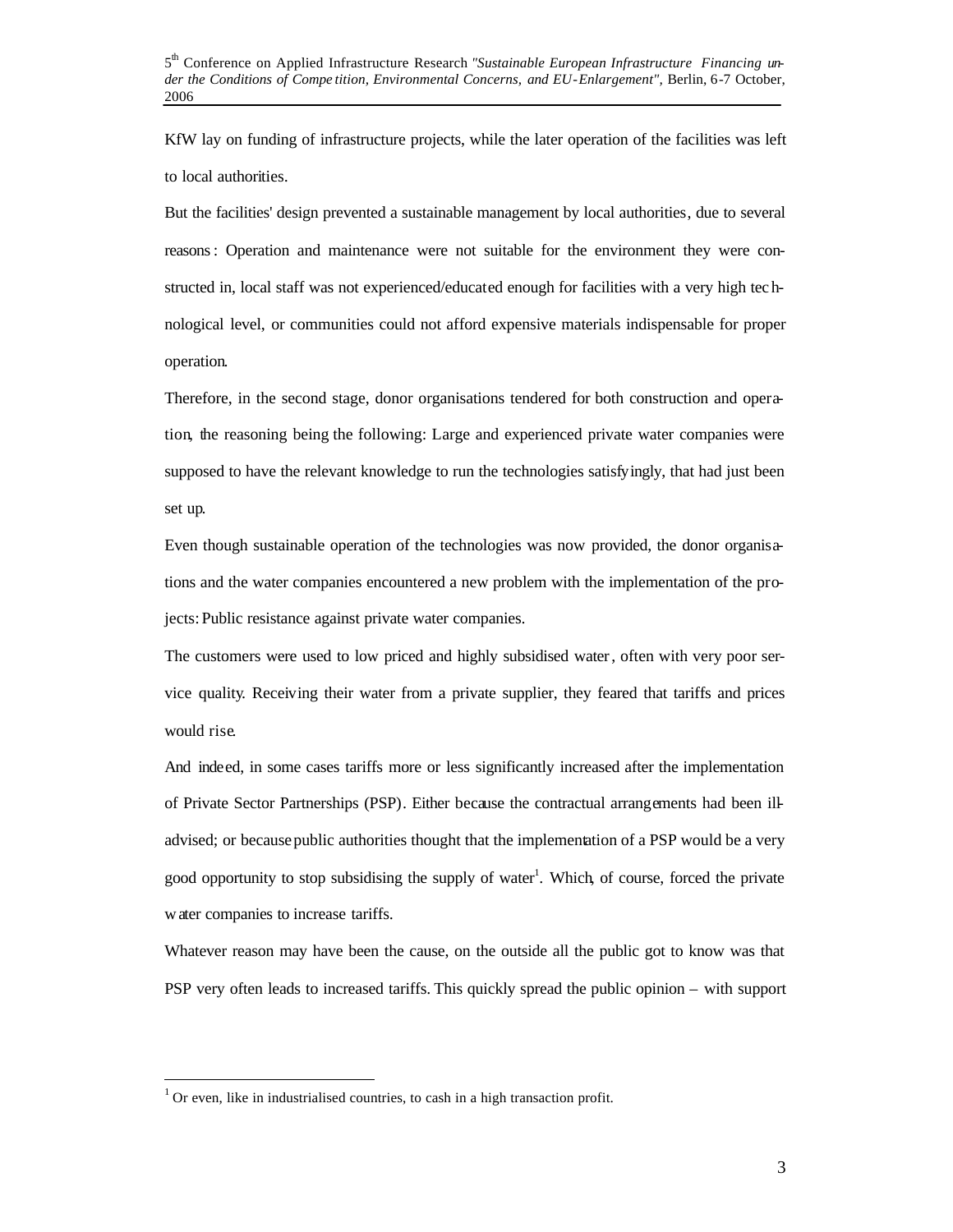KfW lay on funding of infrastructure projects, while the later operation of the facilities was left to local authorities.

But the facilities' design prevented a sustainable management by local authorities, due to several reasons: Operation and maintenance were not suitable for the environment they were constructed in, local staff was not experienced/educated enough for facilities with a very high technological level, or communities could not afford expensive materials indispensable for proper operation.

Therefore, in the second stage, donor organisations tendered for both construction and operation, the reasoning being the following: Large and experienced private water companies were supposed to have the relevant knowledge to run the technologies satisfyingly, that had just been set up.

Even though sustainable operation of the technologies was now provided, the donor organisations and the water companies encountered a new problem with the implementation of the projects: Public resistance against private water companies.

The customers were used to low priced and highly subsidised water, often with very poor service quality. Receiving their water from a private supplier, they feared that tariffs and prices would rise.

And indeed, in some cases tariffs more or less significantly increased after the implementation of Private Sector Partnerships (PSP). Either because the contractual arrangements had been ill-advised; or because public authorities thought that the implementation of a PSP would be a very good opportunity to stop subsidising the supply of water[1]. Which, of course, forced the private water companies to increase tariffs.

Whatever reason may have been the cause, on the outside all the public got to know was that PSP very often leads to increased tariffs. This quickly spread the public opinion – with support

[1] Or even, like in industrialised countries, to cash in a high transaction profit.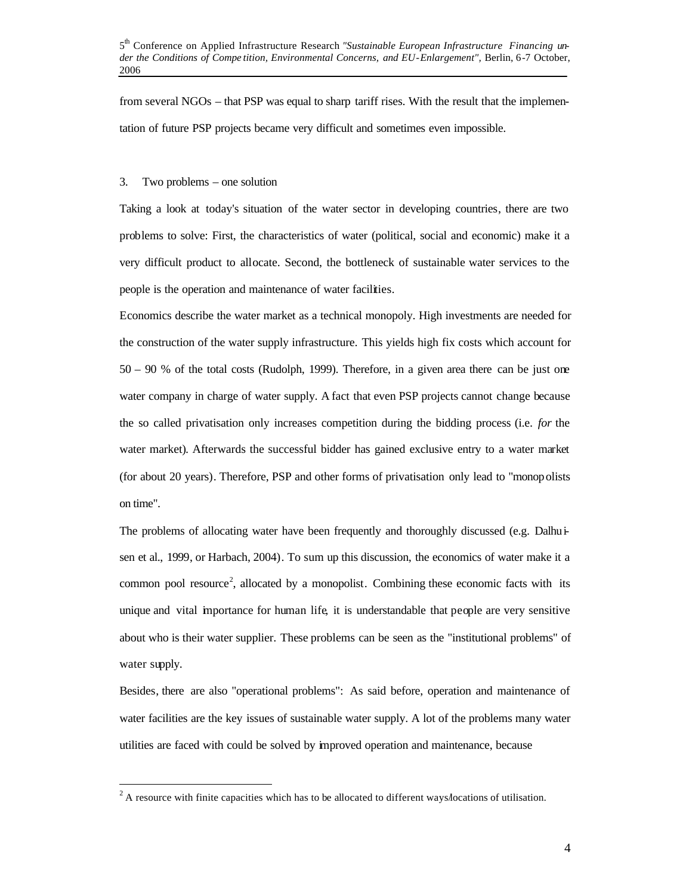from several NGOs – that PSP was equal to sharp tariff rises. With the result that the implementation of future PSP projects became very difficult and sometimes even impossible.

## 3. Two problems – one solution

Taking a look at today's situation of the water sector in developing countries, there are two problems to solve: First, the characteristics of water (political, social and economic) make it a very difficult product to allocate. Second, the bottleneck of sustainable water services to the people is the operation and maintenance of water facilities.

Economics describe the water market as a technical monopoly. High investments are needed for the construction of the water supply infrastructure. This yields high fix costs which account for 50 – 90 % of the total costs (Rudolph, 1999). Therefore, in a given area there can be just one water company in charge of water supply. A fact that even PSP projects cannot change because the so called privatisation only increases competition during the bidding process (i.e. *for* the water market). Afterwards the successful bidder has gained exclusive entry to a water market (for about 20 years). Therefore, PSP and other forms of privatisation only lead to "monopolists on time".

The problems of allocating water have been frequently and thoroughly discussed (e.g. Dalhuisen et al., 1999, or Harbach, 2004). To sum up this discussion, the economics of water make it a common pool resource[2], allocated by a monopolist. Combining these economic facts with its unique and vital importance for human life, it is understandable that people are very sensitive about who is their water supplier. These problems can be seen as the "institutional problems" of water supply.

Besides, there are also "operational problems": As said before, operation and maintenance of water facilities are the key issues of sustainable water supply. A lot of the problems many water utilities are faced with could be solved by improved operation and maintenance, because

[2] A resource with finite capacities which has to be allocated to different ways/locations of utilisation.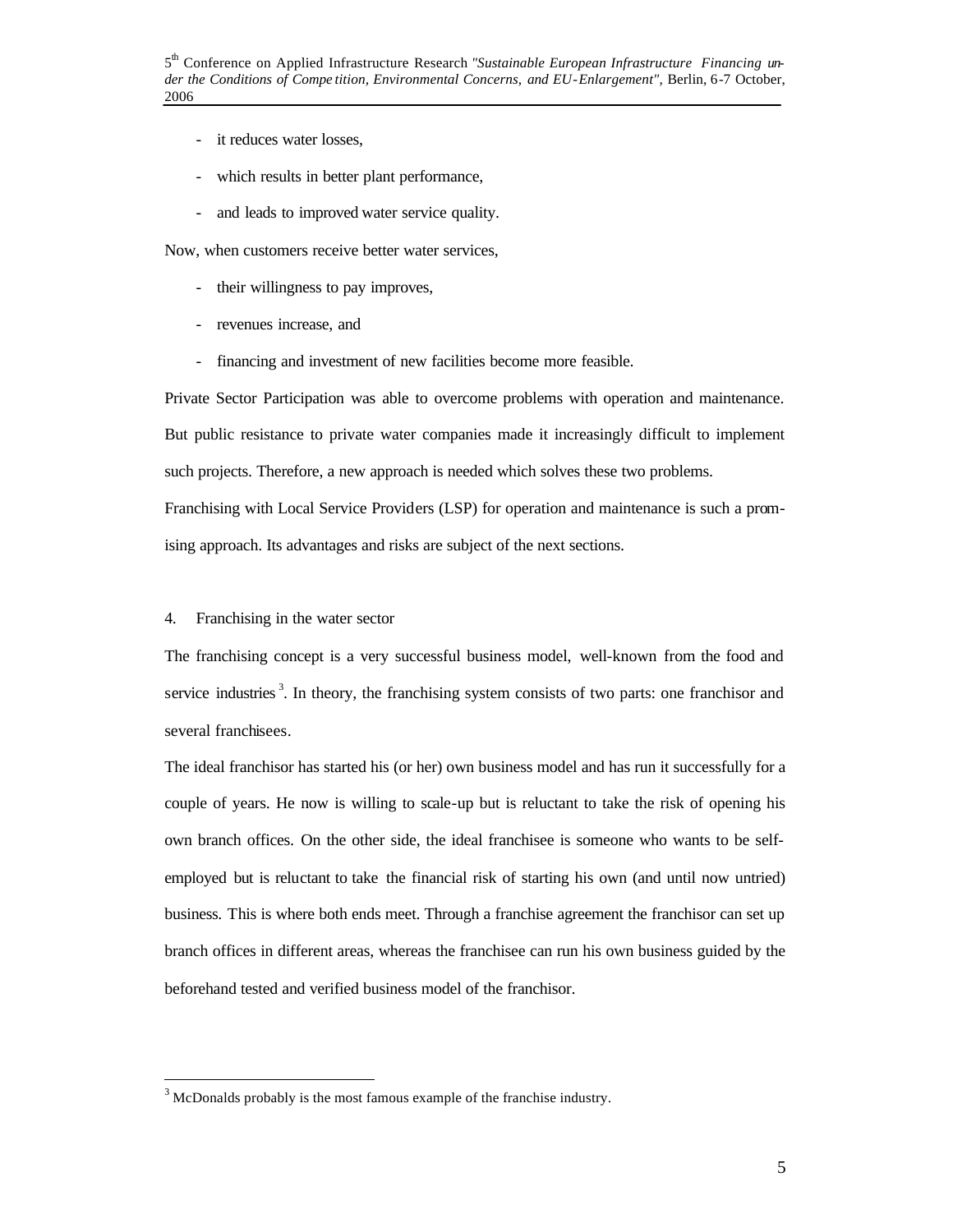- it reduces water losses,
- which results in better plant performance,
- and leads to improved water service quality.

Now, when customers receive better water services,

- their willingness to pay improves,
- revenues increase, and
- financing and investment of new facilities become more feasible.

Private Sector Participation was able to overcome problems with operation and maintenance. But public resistance to private water companies made it increasingly difficult to implement such projects. Therefore, a new approach is needed which solves these two problems.

Franchising with Local Service Providers (LSP) for operation and maintenance is such a promising approach. Its advantages and risks are subject of the next sections.

## 4. Franchising in the water sector

The franchising concept is a very successful business model, well-known from the food and service industries[3]. In theory, the franchising system consists of two parts: one franchisor and several franchisees.

The ideal franchisor has started his (or her) own business model and has run it successfully for a couple of years. He now is willing to scale-up but is reluctant to take the risk of opening his own branch offices. On the other side, the ideal franchisee is someone who wants to be self-employed but is reluctant to take the financial risk of starting his own (and until now untried) business. This is where both ends meet. Through a franchise agreement the franchisor can set up branch offices in different areas, whereas the franchisee can run his own business guided by the beforehand tested and verified business model of the franchisor.

[3] McDonalds probably is the most famous example of the franchise industry.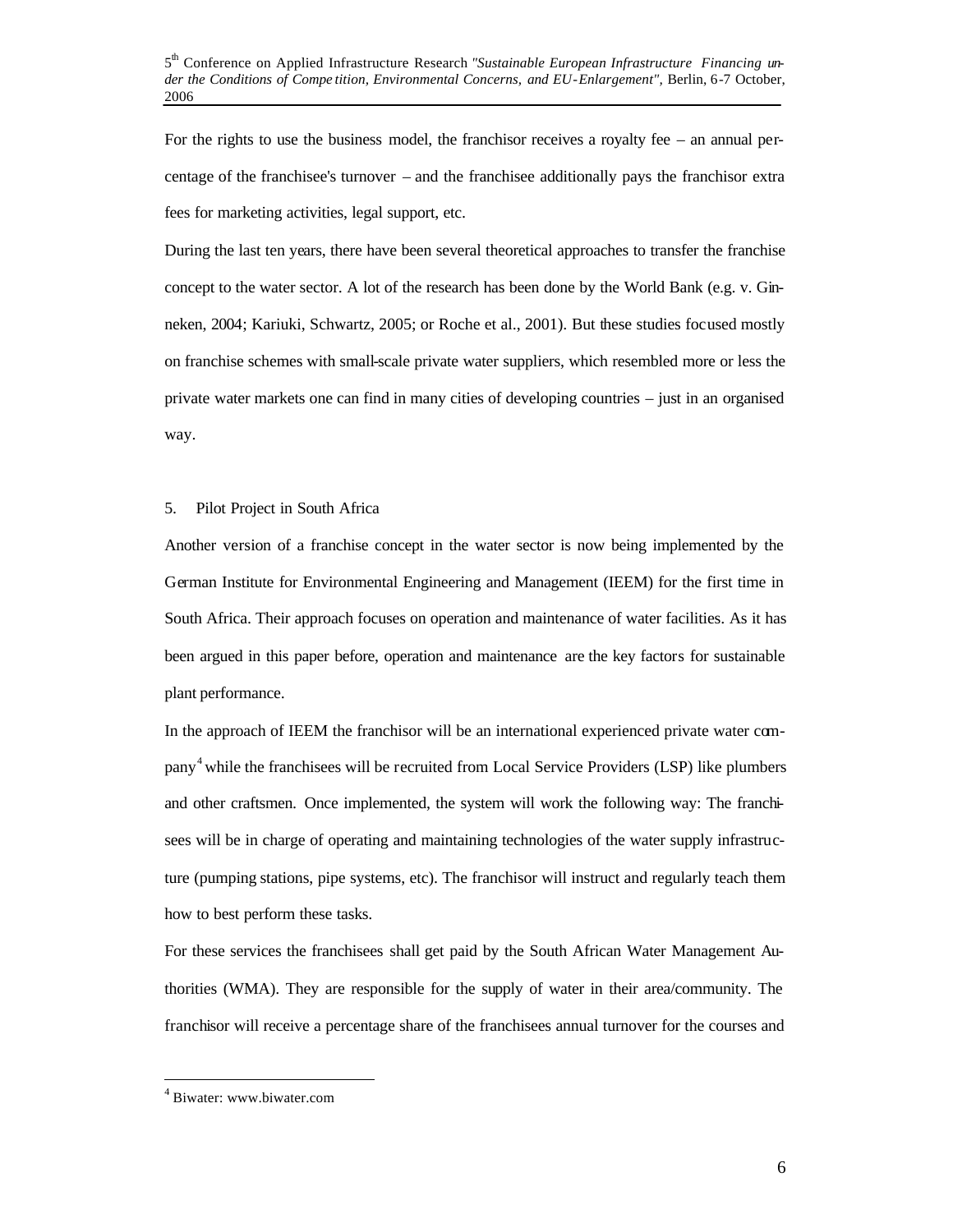For the rights to use the business model, the franchisor receives a royalty fee – an annual percentage of the franchisee's turnover – and the franchisee additionally pays the franchisor extra fees for marketing activities, legal support, etc.

During the last ten years, there have been several theoretical approaches to transfer the franchise concept to the water sector. A lot of the research has been done by the World Bank (e.g. v. Ginneken, 2004; Kariuki, Schwartz, 2005; or Roche et al., 2001). But these studies focused mostly on franchise schemes with small-scale private water suppliers, which resembled more or less the private water markets one can find in many cities of developing countries – just in an organised way.

## 5. Pilot Project in South Africa

Another version of a franchise concept in the water sector is now being implemented by the German Institute for Environmental Engineering and Management (IEEM) for the first time in South Africa. Their approach focuses on operation and maintenance of water facilities. As it has been argued in this paper before, operation and maintenance are the key factors for sustainable plant performance.

In the approach of IEEM the franchisor will be an international experienced private water company[4] while the franchisees will be recruited from Local Service Providers (LSP) like plumbers and other craftsmen. Once implemented, the system will work the following way: The franchisees will be in charge of operating and maintaining technologies of the water supply infrastructure (pumping stations, pipe systems, etc). The franchisor will instruct and regularly teach them how to best perform these tasks.

For these services the franchisees shall get paid by the South African Water Management Authorities (WMA). They are responsible for the supply of water in their area/community. The franchisor will receive a percentage share of the franchisees annual turnover for the courses and

[4] Biwater: www.biwater.com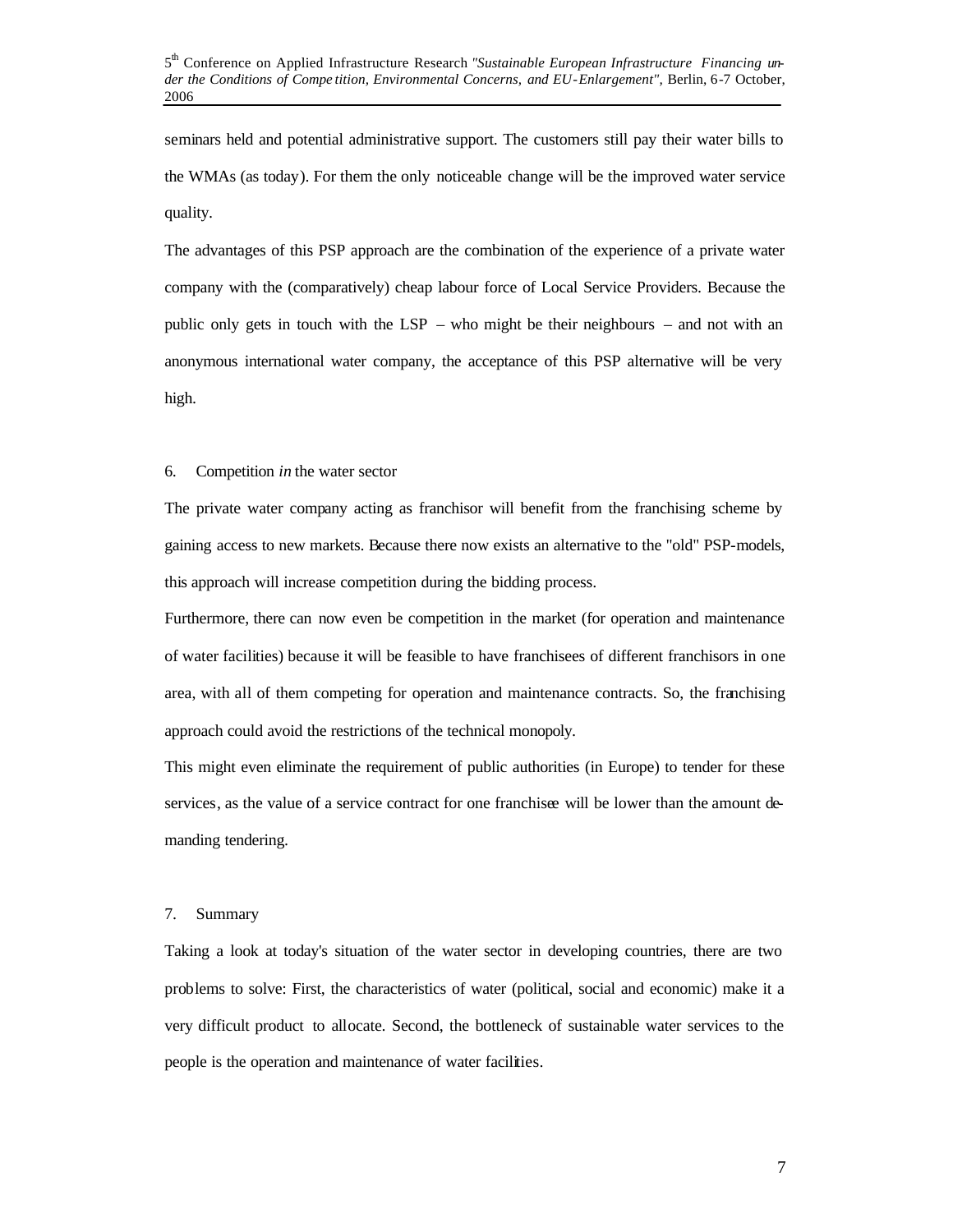seminars held and potential administrative support. The customers still pay their water bills to the WMAs (as today). For them the only noticeable change will be the improved water service quality.

The advantages of this PSP approach are the combination of the experience of a private water company with the (comparatively) cheap labour force of Local Service Providers. Because the public only gets in touch with the LSP – who might be their neighbours – and not with an anonymous international water company, the acceptance of this PSP alternative will be very high.

## 6. Competition *in* the water sector

The private water company acting as franchisor will benefit from the franchising scheme by gaining access to new markets. Because there now exists an alternative to the "old" PSP-models, this approach will increase competition during the bidding process.

Furthermore, there can now even be competition in the market (for operation and maintenance of water facilities) because it will be feasible to have franchisees of different franchisors in one area, with all of them competing for operation and maintenance contracts. So, the franchising approach could avoid the restrictions of the technical monopoly.

This might even eliminate the requirement of public authorities (in Europe) to tender for these services, as the value of a service contract for one franchisee will be lower than the amount demanding tendering.

## 7. Summary

Taking a look at today's situation of the water sector in developing countries, there are two problems to solve: First, the characteristics of water (political, social and economic) make it a very difficult product to allocate. Second, the bottleneck of sustainable water services to the people is the operation and maintenance of water facilities.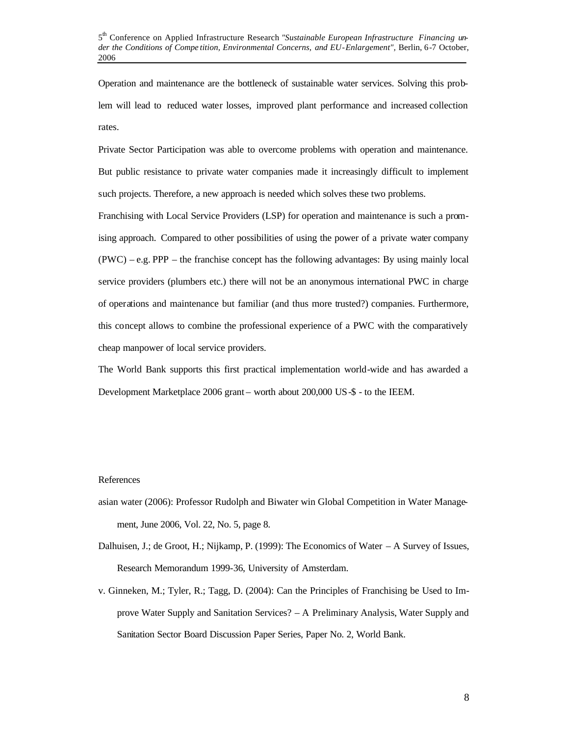Operation and maintenance are the bottleneck of sustainable water services. Solving this problem will lead to reduced water losses, improved plant performance and increased collection rates.

Private Sector Participation was able to overcome problems with operation and maintenance. But public resistance to private water companies made it increasingly difficult to implement such projects. Therefore, a new approach is needed which solves these two problems.

Franchising with Local Service Providers (LSP) for operation and maintenance is such a promising approach. Compared to other possibilities of using the power of a private water company (PWC) – e.g. PPP – the franchise concept has the following advantages: By using mainly local service providers (plumbers etc.) there will not be an anonymous international PWC in charge of operations and maintenance but familiar (and thus more trusted?) companies. Furthermore, this concept allows to combine the professional experience of a PWC with the comparatively cheap manpower of local service providers.

The World Bank supports this first practical implementation world-wide and has awarded a Development Marketplace 2006 grant – worth about 200,000 US-$ - to the IEEM.

References

asian water (2006): Professor Rudolph and Biwater win Global Competition in Water Management, June 2006, Vol. 22, No. 5, page 8.

Dalhuisen, J.; de Groot, H.; Nijkamp, P. (1999): The Economics of Water – A Survey of Issues, Research Memorandum 1999-36, University of Amsterdam.

v. Ginneken, M.; Tyler, R.; Tagg, D. (2004): Can the Principles of Franchising be Used to Improve Water Supply and Sanitation Services? – A Preliminary Analysis, Water Supply and Sanitation Sector Board Discussion Paper Series, Paper No. 2, World Bank.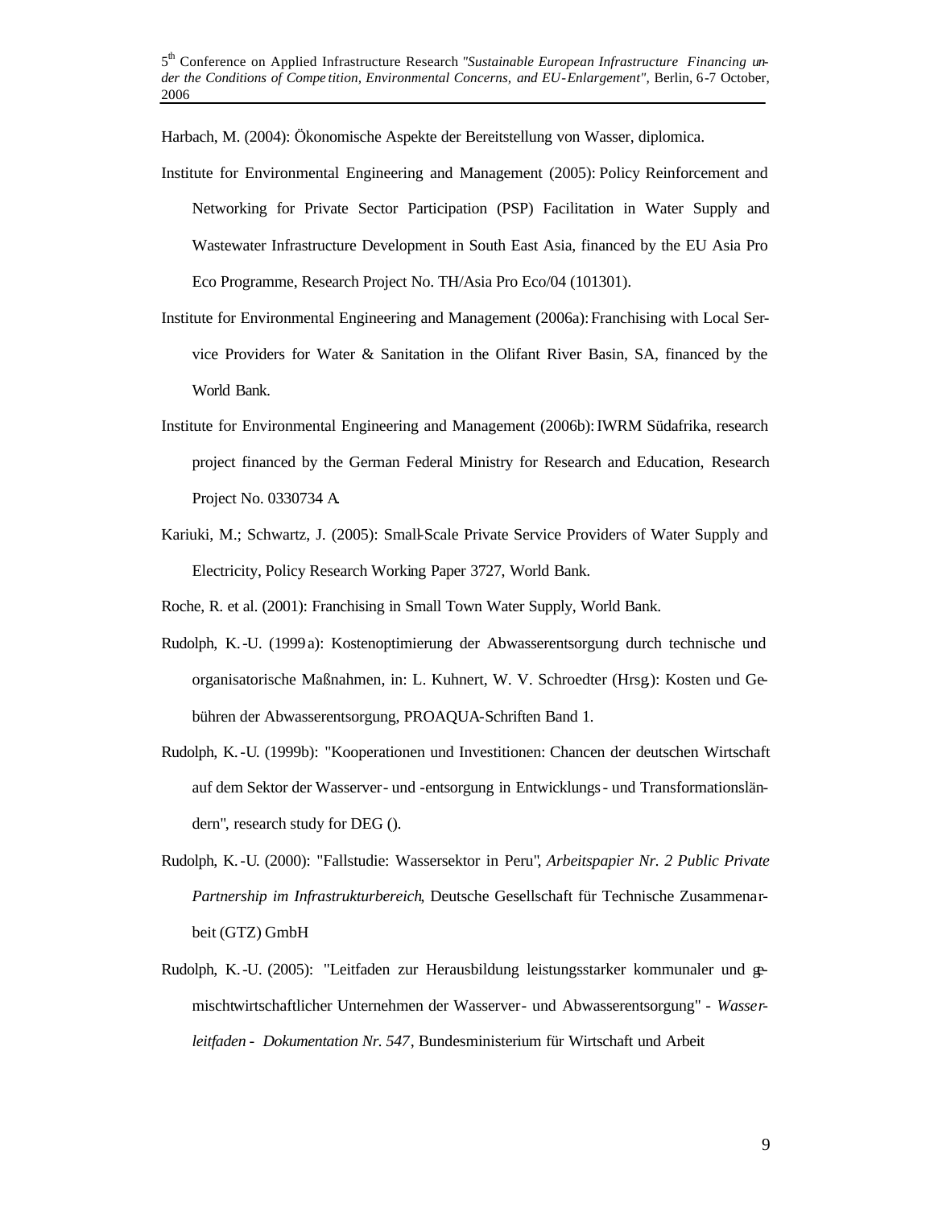Harbach, M. (2004): Ökonomische Aspekte der Bereitstellung von Wasser, diplomica.

Institute for Environmental Engineering and Management (2005): Policy Reinforcement and Networking for Private Sector Participation (PSP) Facilitation in Water Supply and Wastewater Infrastructure Development in South East Asia, financed by the EU Asia Pro Eco Programme, Research Project No. TH/Asia Pro Eco/04 (101301).

Institute for Environmental Engineering and Management (2006a): Franchising with Local Service Providers for Water & Sanitation in the Olifant River Basin, SA, financed by the World Bank.

Institute for Environmental Engineering and Management (2006b): IWRM Südafrika, research project financed by the German Federal Ministry for Research and Education, Research Project No. 0330734 A.

Kariuki, M.; Schwartz, J. (2005): Small-Scale Private Service Providers of Water Supply and Electricity, Policy Research Working Paper 3727, World Bank.

Roche, R. et al. (2001): Franchising in Small Town Water Supply, World Bank.

Rudolph, K.-U. (1999a): Kostenoptimierung der Abwasserentsorgung durch technische und organisatorische Maßnahmen, in: L. Kuhnert, W. V. Schroedter (Hrsg.): Kosten und Gebühren der Abwasserentsorgung, PROAQUA-Schriften Band 1.

Rudolph, K.-U. (1999b): "Kooperationen und Investitionen: Chancen der deutschen Wirtschaft auf dem Sektor der Wasserver- und -entsorgung in Entwicklungs- und Transformationsländern", research study for DEG ().

Rudolph, K.-U. (2000): "Fallstudie: Wassersektor in Peru", *Arbeitspapier Nr. 2 Public Private Partnership im Infrastrukturbereich*, Deutsche Gesellschaft für Technische Zusammenarbeit (GTZ) GmbH

Rudolph, K.-U. (2005): "Leitfaden zur Herausbildung leistungsstarker kommunaler und gemischtwirtschaftlicher Unternehmen der Wasserver- und Abwasserentsorgung" - *Wasserleitfaden - Dokumentation Nr. 547*, Bundesministerium für Wirtschaft und Arbeit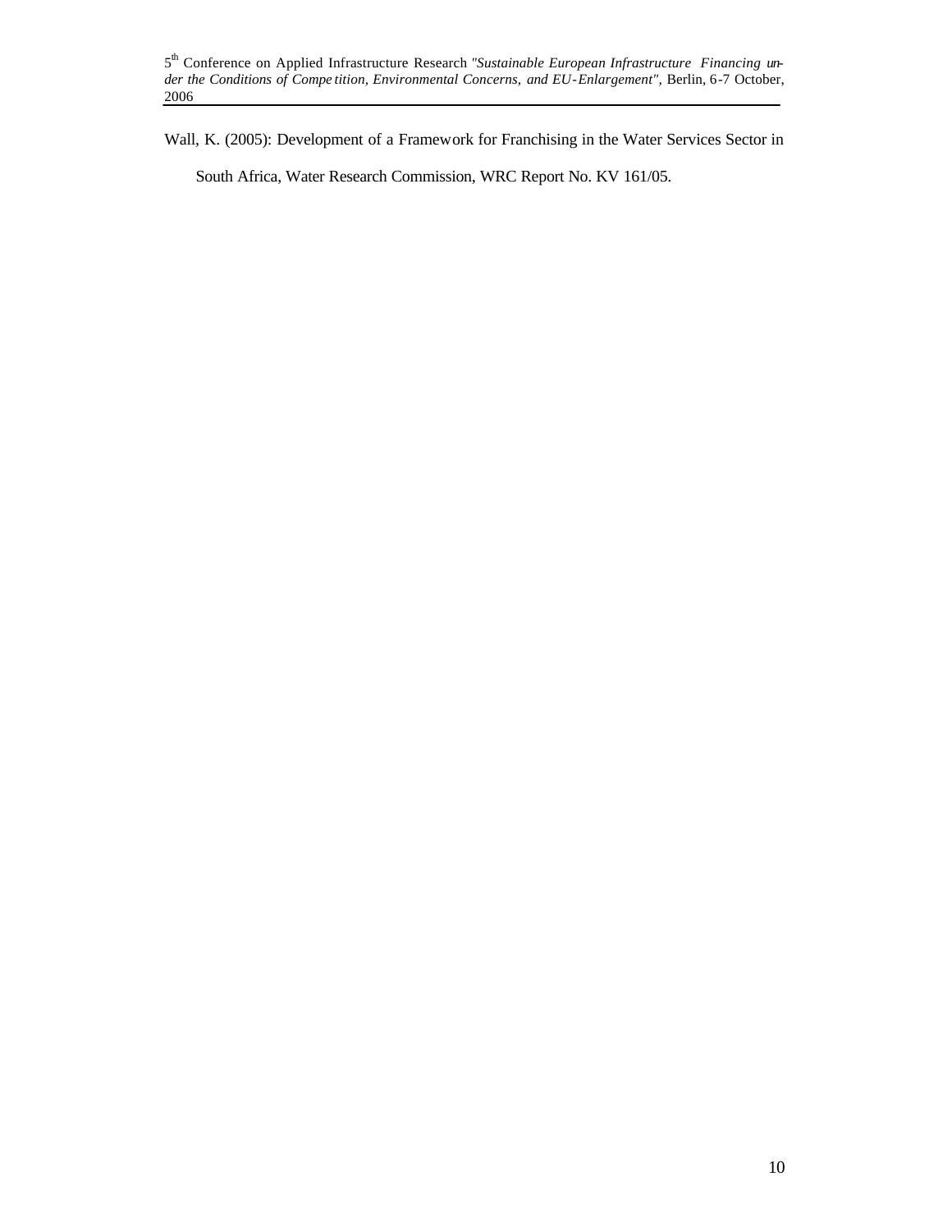Wall, K. (2005): Development of a Framework for Franchising in the Water Services Sector in South Africa, Water Research Commission, WRC Report No. KV 161/05.